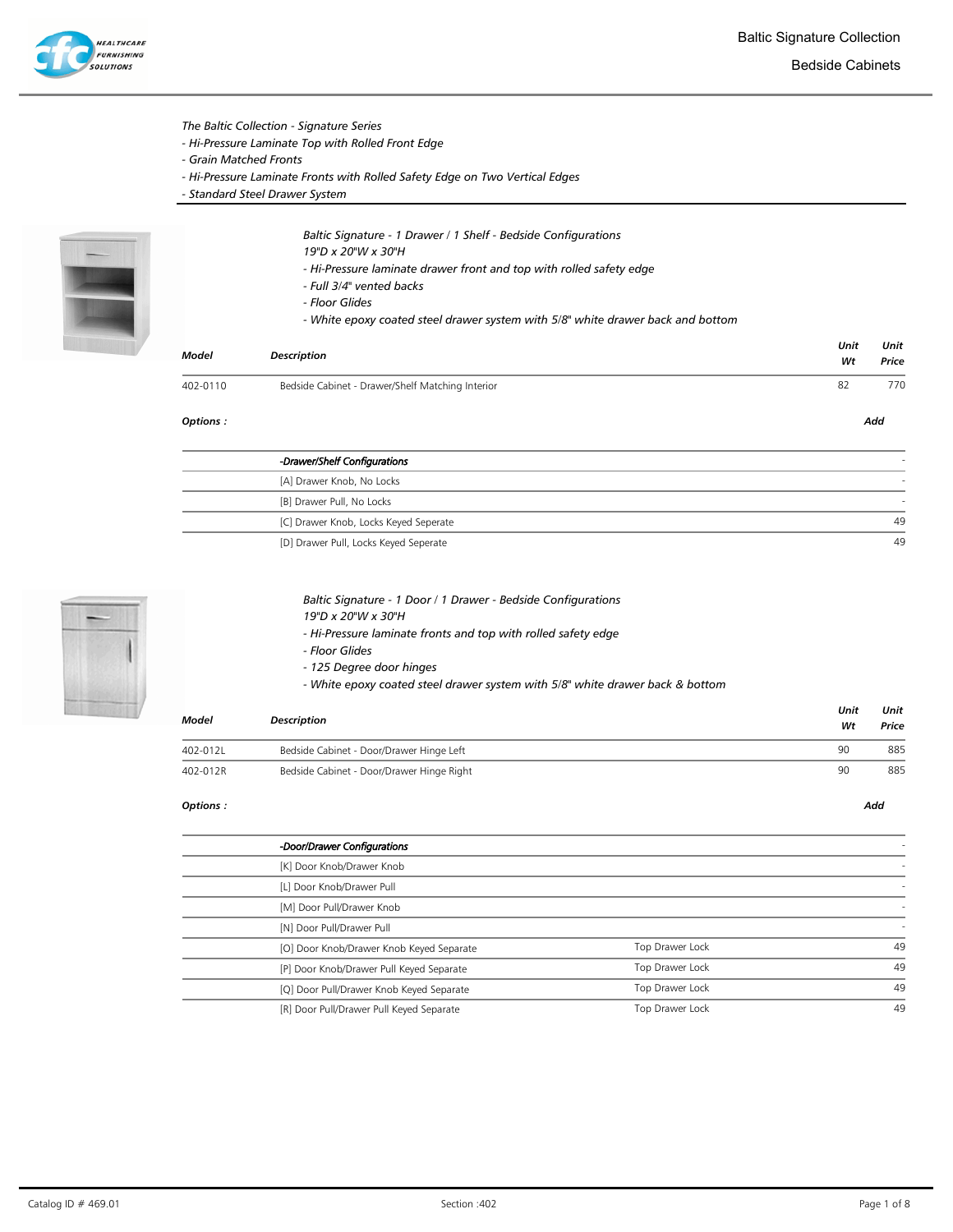# Baltic Signature Collection

## Bedside Cabinets

*The Baltic Collection - Signature Series*
*- Hi-Pressure Laminate Top with Rolled Front Edge*
*- Grain Matched Fronts*
*- Hi-Pressure Laminate Fronts with Rolled Safety Edge on Two Vertical Edges*
*- Standard Steel Drawer System*

*Baltic Signature - 1 Drawer / 1 Shelf - Bedside Configurations*
*19"D x 20"W x 30"H*
*- Hi-Pressure laminate drawer front and top with rolled safety edge*
*- Full 3/4" vented backs*
*- Floor Glides*
*- White epoxy coated steel drawer system with 5/8" white drawer back and bottom*

| Model | Description | Unit Wt | Unit Price |
|---|---|---|---|
| 402-0110 | Bedside Cabinet - Drawer/Shelf Matching Interior | 82 | 770 |

***Options :***

| | Add |
|---|---|
| *-Drawer/Shelf Configurations* | - |
| [A] Drawer Knob, No Locks | - |
| [B] Drawer Pull, No Locks | - |
| [C] Drawer Knob, Locks Keyed Seperate | 49 |
| [D] Drawer Pull, Locks Keyed Seperate | 49 |

*Baltic Signature - 1 Door / 1 Drawer - Bedside Configurations*
*19"D x 20"W x 30"H*
*- Hi-Pressure laminate fronts and top with rolled safety edge*
*- Floor Glides*
*- 125 Degree door hinges*
*- White epoxy coated steel drawer system with 5/8" white drawer back & bottom*

| Model | Description | Unit Wt | Unit Price |
|---|---|---|---|
| 402-012L | Bedside Cabinet - Door/Drawer Hinge Left | 90 | 885 |
| 402-012R | Bedside Cabinet - Door/Drawer Hinge Right | 90 | 885 |

***Options :***

| | | Add |
|---|---|---|
| *-Door/Drawer Configurations* | | - |
| [K] Door Knob/Drawer Knob | | - |
| [L] Door Knob/Drawer Pull | | - |
| [M] Door Pull/Drawer Knob | | - |
| [N] Door Pull/Drawer Pull | | - |
| [O] Door Knob/Drawer Knob Keyed Separate | Top Drawer Lock | 49 |
| [P] Door Knob/Drawer Pull Keyed Separate | Top Drawer Lock | 49 |
| [Q] Door Pull/Drawer Knob Keyed Separate | Top Drawer Lock | 49 |
| [R] Door Pull/Drawer Pull Keyed Separate | Top Drawer Lock | 49 |

Catalog ID # 469.01 Section :402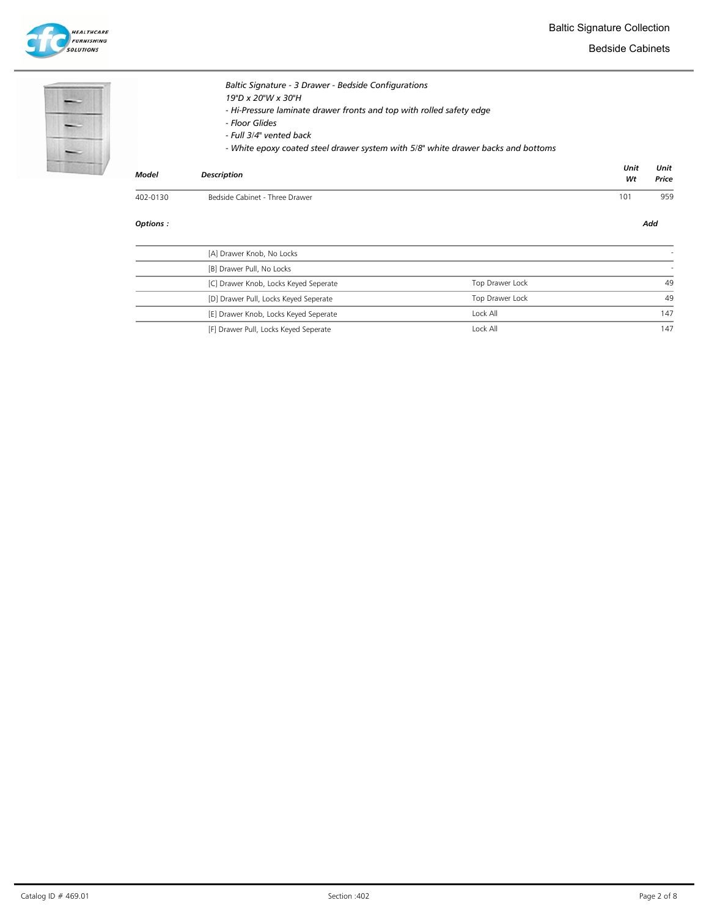*Baltic Signature - 3 Drawer - Bedside Configurations*
*19"D x 20"W x 30"H*
*- Hi-Pressure laminate drawer fronts and top with rolled safety edge*
*- Floor Glides*
*- Full 3/4" vented back*
*- White epoxy coated steel drawer system with 5/8" white drawer backs and bottoms*

| ***Model*** | ***Description*** | ***Unit Wt*** | ***Unit Price*** |
|---|---|---|---|
| 402-0130 | Bedside Cabinet - Three Drawer | 101 | 959 |

| ***Options :*** | | | ***Add*** |
|---|---|---|---|
| | [A] Drawer Knob, No Locks | | - |
| | [B] Drawer Pull, No Locks | | - |
| | [C] Drawer Knob, Locks Keyed Seperate | Top Drawer Lock | 49 |
| | [D] Drawer Pull, Locks Keyed Seperate | Top Drawer Lock | 49 |
| | [E] Drawer Knob, Locks Keyed Seperate | Lock All | 147 |
| | [F] Drawer Pull, Locks Keyed Seperate | Lock All | 147 |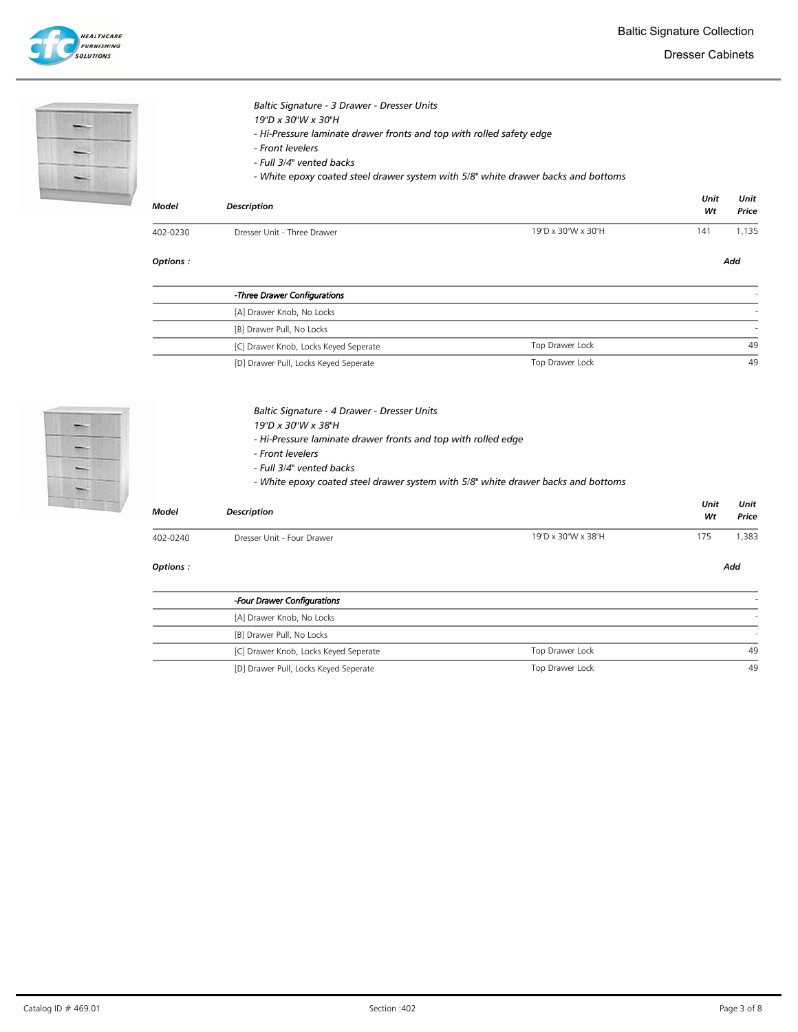# Baltic Signature Collection

## Dresser Cabinets

*Baltic Signature - 3 Drawer - Dresser Units*
*19"D x 30"W x 30"H*
*- Hi-Pressure laminate drawer fronts and top with rolled safety edge*
*- Front levelers*
*- Full 3/4" vented backs*
*- White epoxy coated steel drawer system with 5/8" white drawer backs and bottoms*

| Model | Description | | Unit Wt | Unit Price |
|---|---|---|---|---|
| 402-0230 | Dresser Unit - Three Drawer | 19"D x 30"W x 30"H | 141 | 1,135 |

**Options :** **Add**

| | | |
|---|---|---|
| *-Three Drawer Configurations* | | - |
| [A] Drawer Knob, No Locks | | - |
| [B] Drawer Pull, No Locks | | - |
| [C] Drawer Knob, Locks Keyed Seperate | Top Drawer Lock | 49 |
| [D] Drawer Pull, Locks Keyed Seperate | Top Drawer Lock | 49 |

*Baltic Signature - 4 Drawer - Dresser Units*
*19"D x 30"W x 38"H*
*- Hi-Pressure laminate drawer fronts and top with rolled edge*
*- Front levelers*
*- Full 3/4" vented backs*
*- White epoxy coated steel drawer system with 5/8" white drawer backs and bottoms*

| Model | Description | | Unit Wt | Unit Price |
|---|---|---|---|---|
| 402-0240 | Dresser Unit - Four Drawer | 19"D x 30"W x 38"H | 175 | 1,383 |

**Options :** **Add**

| | | |
|---|---|---|
| *-Four Drawer Configurations* | | - |
| [A] Drawer Knob, No Locks | | - |
| [B] Drawer Pull, No Locks | | - |
| [C] Drawer Knob, Locks Keyed Seperate | Top Drawer Lock | 49 |
| [D] Drawer Pull, Locks Keyed Seperate | Top Drawer Lock | 49 |

Catalog ID # 469.01 Section :402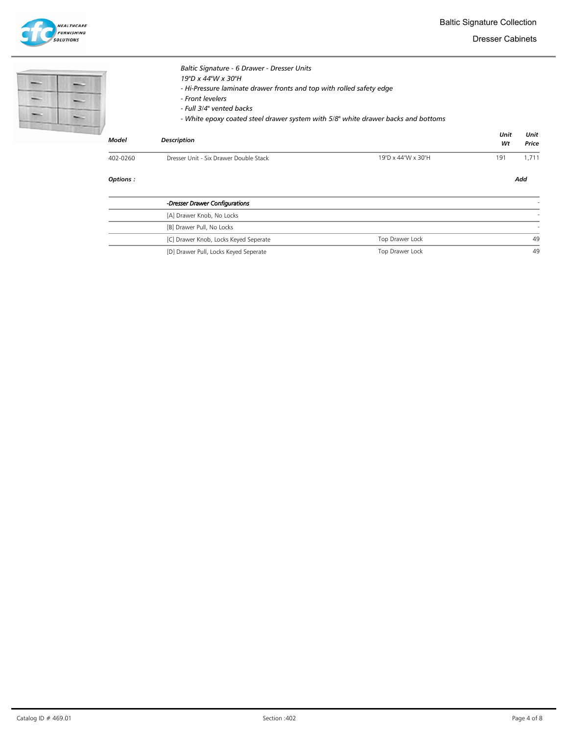*Baltic Signature - 6 Drawer - Dresser Units*
*19"D x 44"W x 30"H*
*- Hi-Pressure laminate drawer fronts and top with rolled safety edge*
*- Front levelers*
*- Full 3/4" vented backs*
*- White epoxy coated steel drawer system with 5/8" white drawer backs and bottoms*

| ***Model*** | ***Description*** | | ***Unit Wt*** | ***Unit Price*** |
|---|---|---|---|---|
| 402-0260 | Dresser Unit - Six Drawer Double Stack | 19"D x 44"W x 30"H | 191 | 1,711 |

***Options :***

| | | | ***Add*** |
|---|---|---|---|
| | *-Dresser Drawer Configurations* | | - |
| | [A] Drawer Knob, No Locks | | - |
| | [B] Drawer Pull, No Locks | | - |
| | [C] Drawer Knob, Locks Keyed Seperate | Top Drawer Lock | 49 |
| | [D] Drawer Pull, Locks Keyed Seperate | Top Drawer Lock | 49 |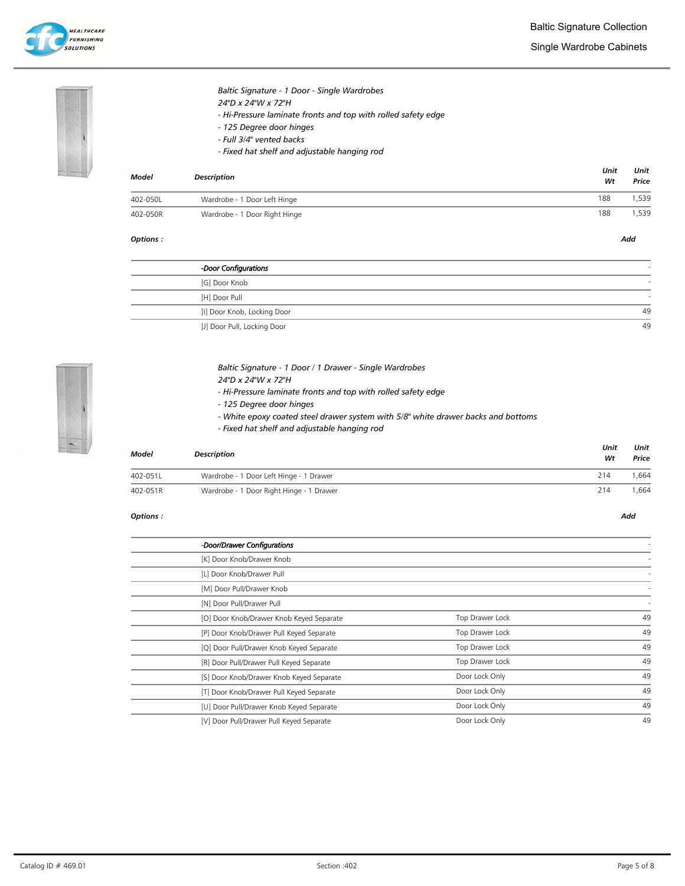*Baltic Signature - 1 Door - Single Wardrobes*
*24"D x 24"W x 72"H*
*- Hi-Pressure laminate fronts and top with rolled safety edge*
*- 125 Degree door hinges*
*- Full 3/4" vented backs*
*- Fixed hat shelf and adjustable hanging rod*

| Model | Description | Unit Wt | Unit Price |
|---|---|---|---|
| 402-050L | Wardrobe - 1 Door Left Hinge | 188 | 1,539 |
| 402-050R | Wardrobe - 1 Door Right Hinge | 188 | 1,539 |

**Options :**

| | Add |
|---|---|
| *-Door Configurations* | - |
| [G] Door Knob | - |
| [H] Door Pull | - |
| [I] Door Knob, Locking Door | 49 |
| [J] Door Pull, Locking Door | 49 |

*Baltic Signature - 1 Door / 1 Drawer - Single Wardrobes*
*24"D x 24"W x 72"H*
*- Hi-Pressure laminate fronts and top with rolled safety edge*
*- 125 Degree door hinges*
*- White epoxy coated steel drawer system with 5/8" white drawer backs and bottoms*
*- Fixed hat shelf and adjustable hanging rod*

| Model | Description | Unit Wt | Unit Price |
|---|---|---|---|
| 402-051L | Wardrobe - 1 Door Left Hinge - 1 Drawer | 214 | 1,664 |
| 402-051R | Wardrobe - 1 Door Right Hinge - 1 Drawer | 214 | 1,664 |

**Options :**

| | | Add |
|---|---|---|
| *-Door/Drawer Configurations* | | - |
| [K] Door Knob/Drawer Knob | | - |
| [L] Door Knob/Drawer Pull | | - |
| [M] Door Pull/Drawer Knob | | - |
| [N] Door Pull/Drawer Pull | | - |
| [O] Door Knob/Drawer Knob Keyed Separate | Top Drawer Lock | 49 |
| [P] Door Knob/Drawer Pull Keyed Separate | Top Drawer Lock | 49 |
| [Q] Door Pull/Drawer Knob Keyed Separate | Top Drawer Lock | 49 |
| [R] Door Pull/Drawer Pull Keyed Separate | Top Drawer Lock | 49 |
| [S] Door Knob/Drawer Knob Keyed Separate | Door Lock Only | 49 |
| [T] Door Knob/Drawer Pull Keyed Separate | Door Lock Only | 49 |
| [U] Door Pull/Drawer Knob Keyed Separate | Door Lock Only | 49 |
| [V] Door Pull/Drawer Pull Keyed Separate | Door Lock Only | 49 |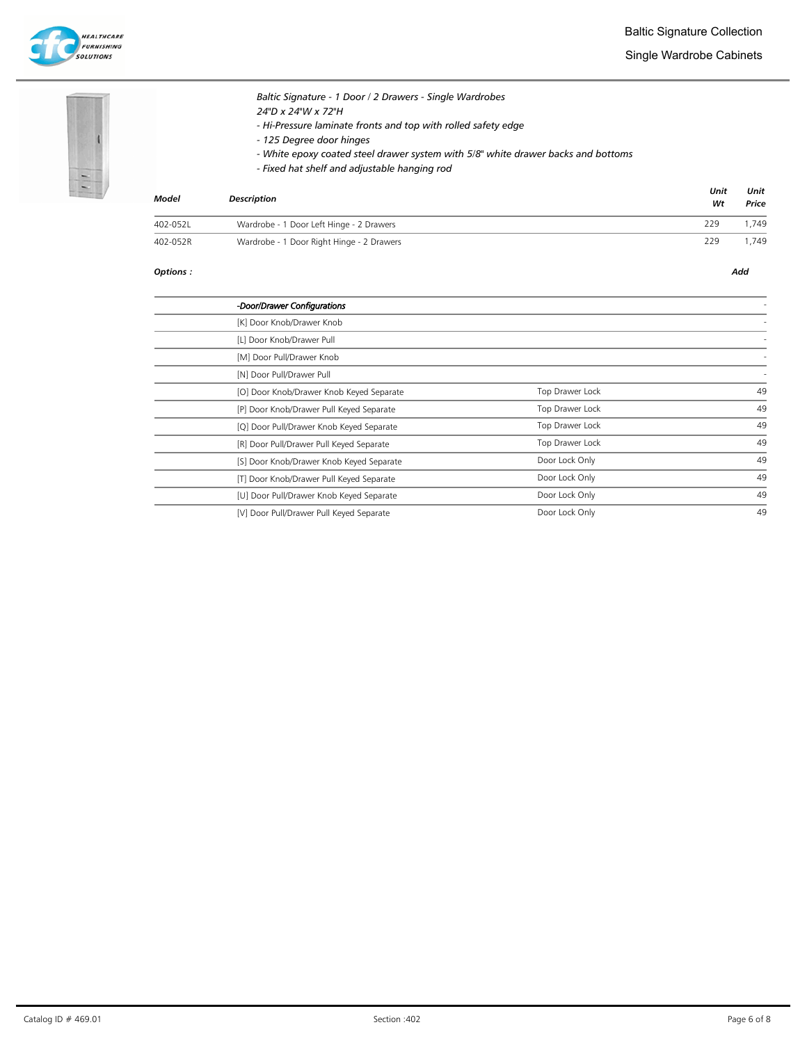# Baltic Signature Collection

## Single Wardrobe Cabinets

*Baltic Signature - 1 Door / 2 Drawers - Single Wardrobes*
*24"D x 24"W x 72"H*
*- Hi-Pressure laminate fronts and top with rolled safety edge*
*- 125 Degree door hinges*
*- White epoxy coated steel drawer system with 5/8" white drawer backs and bottoms*
*- Fixed hat shelf and adjustable hanging rod*

| Model | Description | Unit Wt | Unit Price |
|---|---|---|---|
| 402-052L | Wardrobe - 1 Door Left Hinge - 2 Drawers | 229 | 1,749 |
| 402-052R | Wardrobe - 1 Door Right Hinge - 2 Drawers | 229 | 1,749 |

***Options :***

| Option | | Add |
|---|---|---|
| *-Door/Drawer Configurations* | | - |
| [K] Door Knob/Drawer Knob | | - |
| [L] Door Knob/Drawer Pull | | - |
| [M] Door Pull/Drawer Knob | | - |
| [N] Door Pull/Drawer Pull | | - |
| [O] Door Knob/Drawer Knob Keyed Separate | Top Drawer Lock | 49 |
| [P] Door Knob/Drawer Pull Keyed Separate | Top Drawer Lock | 49 |
| [Q] Door Pull/Drawer Knob Keyed Separate | Top Drawer Lock | 49 |
| [R] Door Pull/Drawer Pull Keyed Separate | Top Drawer Lock | 49 |
| [S] Door Knob/Drawer Knob Keyed Separate | Door Lock Only | 49 |
| [T] Door Knob/Drawer Pull Keyed Separate | Door Lock Only | 49 |
| [U] Door Pull/Drawer Knob Keyed Separate | Door Lock Only | 49 |
| [V] Door Pull/Drawer Pull Keyed Separate | Door Lock Only | 49 |

Catalog ID # 469.01 Section :402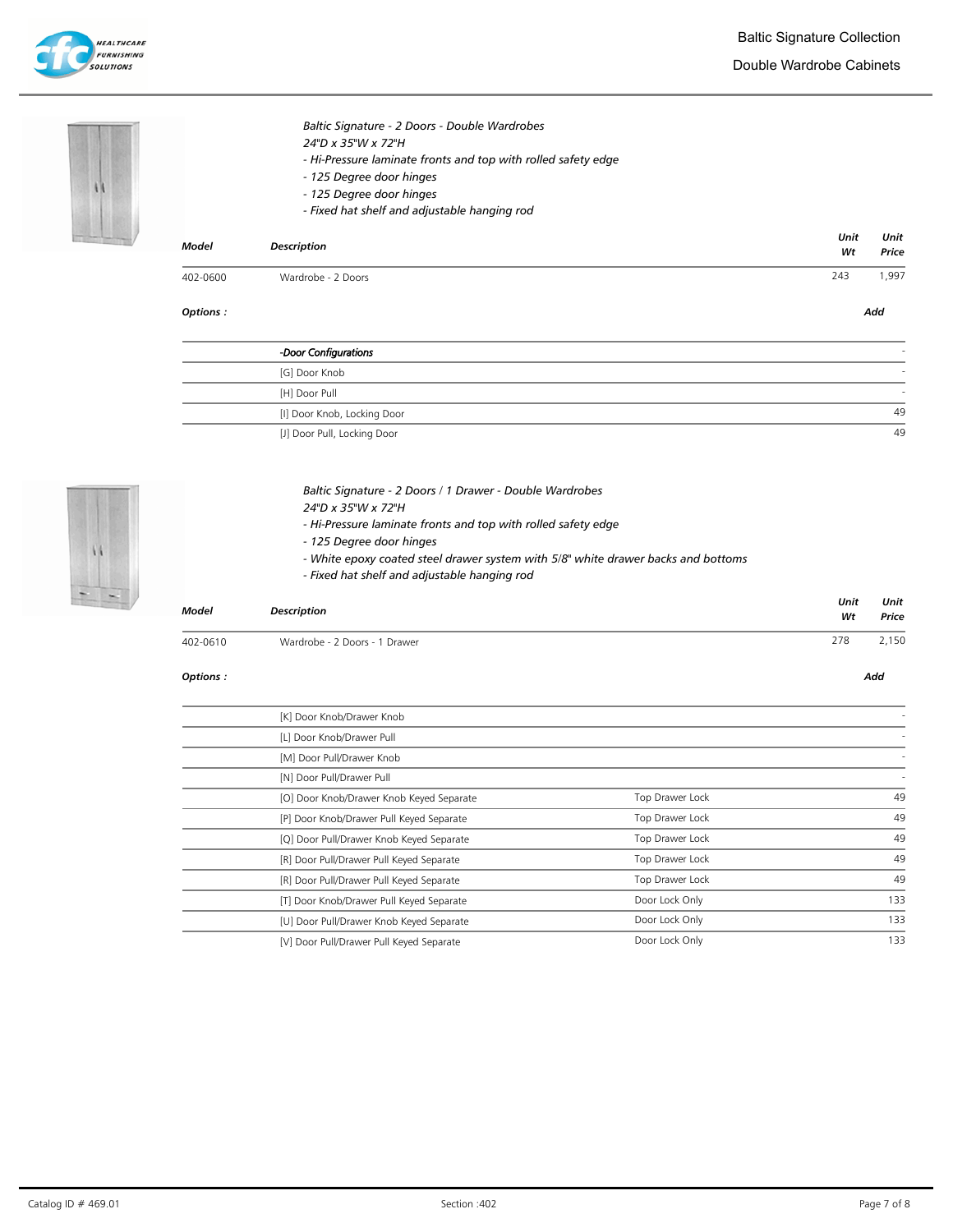# Baltic Signature Collection

## Double Wardrobe Cabinets

*Baltic Signature - 2 Doors - Double Wardrobes*
*24"D x 35"W x 72"H*
*- Hi-Pressure laminate fronts and top with rolled safety edge*
*- 125 Degree door hinges*
*- 125 Degree door hinges*
*- Fixed hat shelf and adjustable hanging rod*

| Model | Description | Unit Wt | Unit Price |
|---|---|---|---|
| 402-0600 | Wardrobe - 2 Doors | 243 | 1,997 |

**Options :**

| Option | Add |
|---|---|
| *-Door Configurations* | - |
| [G] Door Knob | - |
| [H] Door Pull | - |
| [I] Door Knob, Locking Door | 49 |
| [J] Door Pull, Locking Door | 49 |

*Baltic Signature - 2 Doors / 1 Drawer - Double Wardrobes*
*24"D x 35"W x 72"H*
*- Hi-Pressure laminate fronts and top with rolled safety edge*
*- 125 Degree door hinges*
*- White epoxy coated steel drawer system with 5/8" white drawer backs and bottoms*
*- Fixed hat shelf and adjustable hanging rod*

| Model | Description | Unit Wt | Unit Price |
|---|---|---|---|
| 402-0610 | Wardrobe - 2 Doors - 1 Drawer | 278 | 2,150 |

**Options :**

| Option | | Add |
|---|---|---|
| [K] Door Knob/Drawer Knob | | - |
| [L] Door Knob/Drawer Pull | | - |
| [M] Door Pull/Drawer Knob | | - |
| [N] Door Pull/Drawer Pull | | - |
| [O] Door Knob/Drawer Knob Keyed Separate | Top Drawer Lock | 49 |
| [P] Door Knob/Drawer Pull Keyed Separate | Top Drawer Lock | 49 |
| [Q] Door Pull/Drawer Knob Keyed Separate | Top Drawer Lock | 49 |
| [R] Door Pull/Drawer Pull Keyed Separate | Top Drawer Lock | 49 |
| [R] Door Pull/Drawer Pull Keyed Separate | Top Drawer Lock | 49 |
| [T] Door Knob/Drawer Pull Keyed Separate | Door Lock Only | 133 |
| [U] Door Pull/Drawer Knob Keyed Separate | Door Lock Only | 133 |
| [V] Door Pull/Drawer Pull Keyed Separate | Door Lock Only | 133 |

Catalog ID # 469.01 Section :402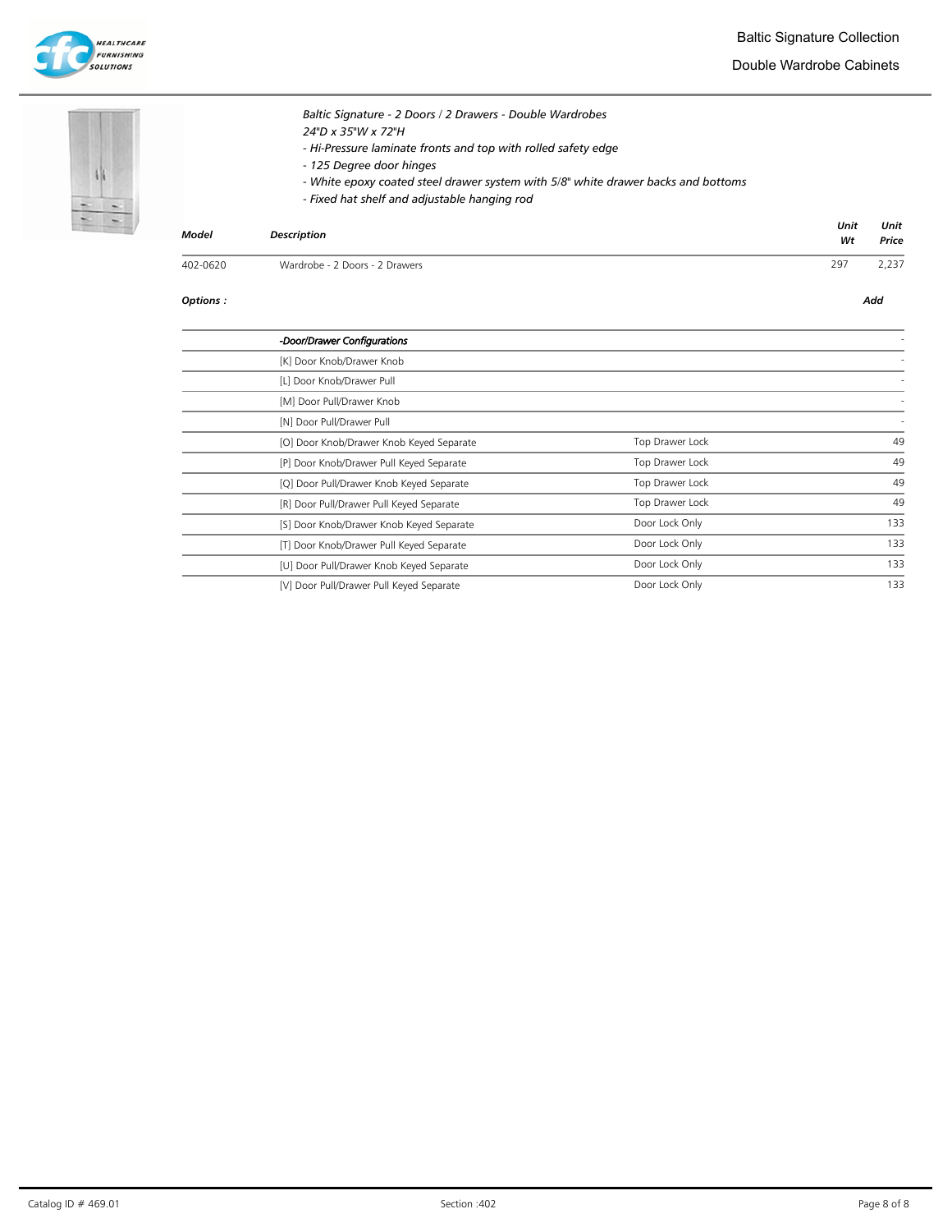# Baltic Signature Collection

## Double Wardrobe Cabinets

*Baltic Signature - 2 Doors / 2 Drawers - Double Wardrobes*
*24"D x 35"W x 72"H*
*- Hi-Pressure laminate fronts and top with rolled safety edge*
*- 125 Degree door hinges*
*- White epoxy coated steel drawer system with 5/8" white drawer backs and bottoms*
*- Fixed hat shelf and adjustable hanging rod*

| ***Model*** | ***Description*** | ***Unit Wt*** | ***Unit Price*** |
|---|---|---|---|
| 402-0620 | Wardrobe - 2 Doors - 2 Drawers | 297 | 2,237 |

***Options :***

| | | | ***Add*** |
|---|---|---|---|
| | *-Door/Drawer Configurations* | | - |
| | [K] Door Knob/Drawer Knob | | - |
| | [L] Door Knob/Drawer Pull | | - |
| | [M] Door Pull/Drawer Knob | | - |
| | [N] Door Pull/Drawer Pull | | - |
| | [O] Door Knob/Drawer Knob Keyed Separate | Top Drawer Lock | 49 |
| | [P] Door Knob/Drawer Pull Keyed Separate | Top Drawer Lock | 49 |
| | [Q] Door Pull/Drawer Knob Keyed Separate | Top Drawer Lock | 49 |
| | [R] Door Pull/Drawer Pull Keyed Separate | Top Drawer Lock | 49 |
| | [S] Door Knob/Drawer Knob Keyed Separate | Door Lock Only | 133 |
| | [T] Door Knob/Drawer Pull Keyed Separate | Door Lock Only | 133 |
| | [U] Door Pull/Drawer Knob Keyed Separate | Door Lock Only | 133 |
| | [V] Door Pull/Drawer Pull Keyed Separate | Door Lock Only | 133 |

Catalog ID # 469.01 Section :402